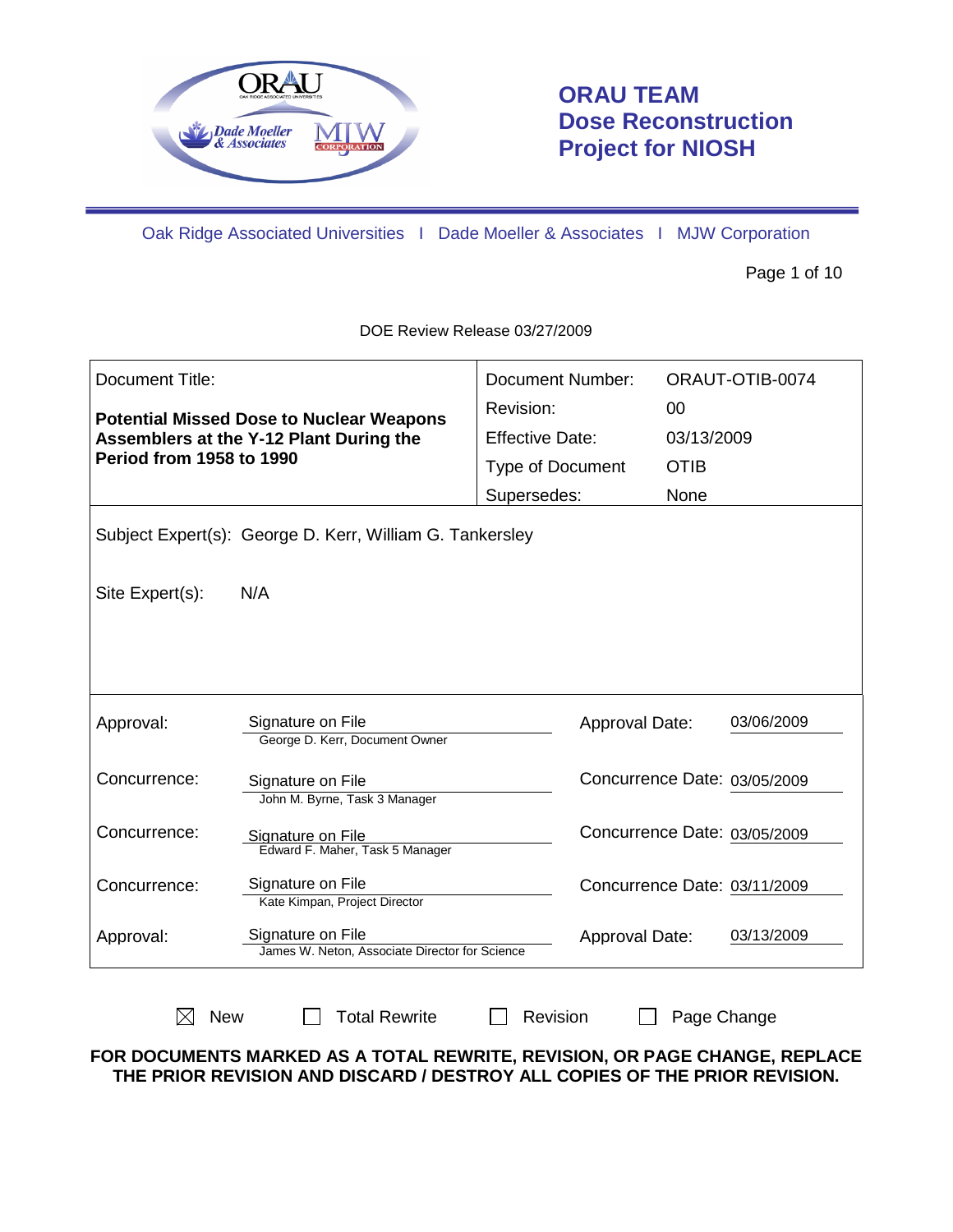# ORAU TEAM Dose Reconstruction Project for NIOSH

Oak Ridge Associated Universities I Dade Moeller & Associates I MJW Corporation

DOE Review Release 03/27/2009

| Document Title: | Document Number: | ORAUT-OTIB-0074 |
|---|---|---|
| **Potential Missed Dose to Nuclear Weapons Assemblers at the Y-12 Plant During the Period from 1958 to 1990** | Revision: | 00 |
| | Effective Date: | 03/13/2009 |
| | Type of Document | OTIB |
| | Supersedes: | None |

Subject Expert(s): George D. Kerr, William G. Tankersley

Site Expert(s): N/A

| | | | |
|---|---|---|---|
| Approval: | Signature on File<br>George D. Kerr, Document Owner | Approval Date: | 03/06/2009 |
| Concurrence: | Signature on File<br>John M. Byrne, Task 3 Manager | Concurrence Date: | 03/05/2009 |
| Concurrence: | Signature on File<br>Edward F. Maher, Task 5 Manager | Concurrence Date: | 03/05/2009 |
| Concurrence: | Signature on File<br>Kate Kimpan, Project Director | Concurrence Date: | 03/11/2009 |
| Approval: | Signature on File<br>James W. Neton, Associate Director for Science | Approval Date: | 03/13/2009 |

☒ New ☐ Total Rewrite ☐ Revision ☐ Page Change

**FOR DOCUMENTS MARKED AS A TOTAL REWRITE, REVISION, OR PAGE CHANGE, REPLACE THE PRIOR REVISION AND DISCARD / DESTROY ALL COPIES OF THE PRIOR REVISION.**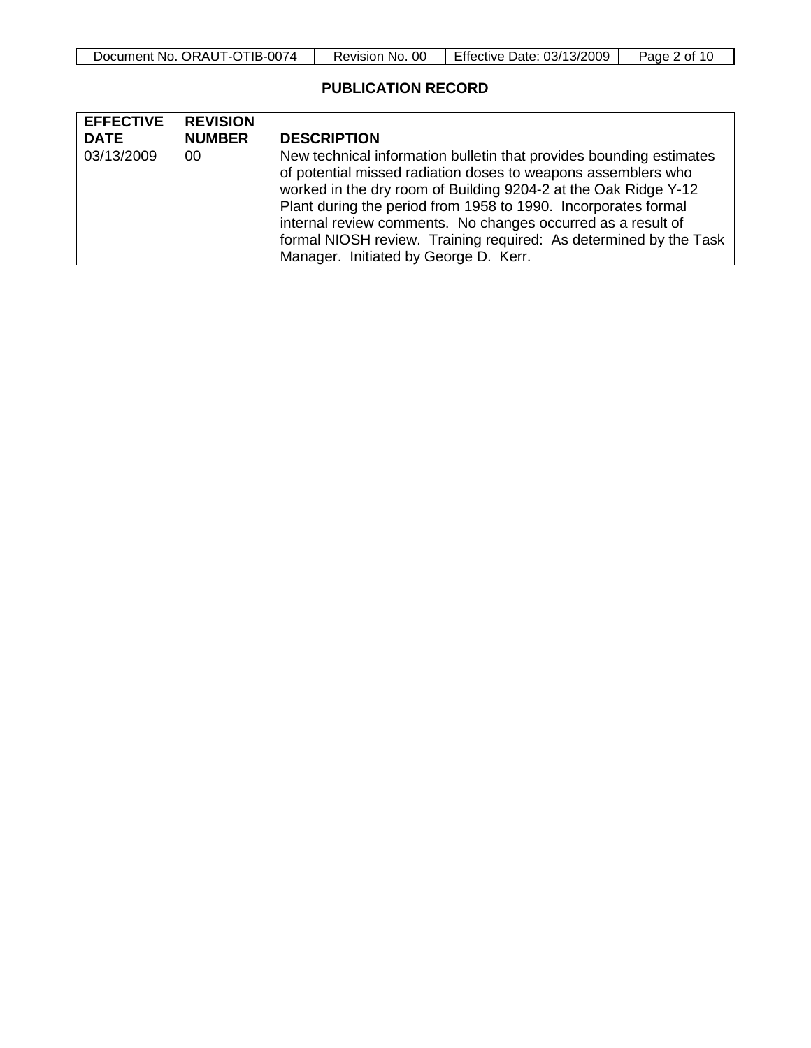## PUBLICATION RECORD

| EFFECTIVE DATE | REVISION NUMBER | DESCRIPTION |
|---|---|---|
| 03/13/2009 | 00 | New technical information bulletin that provides bounding estimates of potential missed radiation doses to weapons assemblers who worked in the dry room of Building 9204-2 at the Oak Ridge Y-12 Plant during the period from 1958 to 1990. Incorporates formal internal review comments. No changes occurred as a result of formal NIOSH review. Training required: As determined by the Task Manager. Initiated by George D. Kerr. |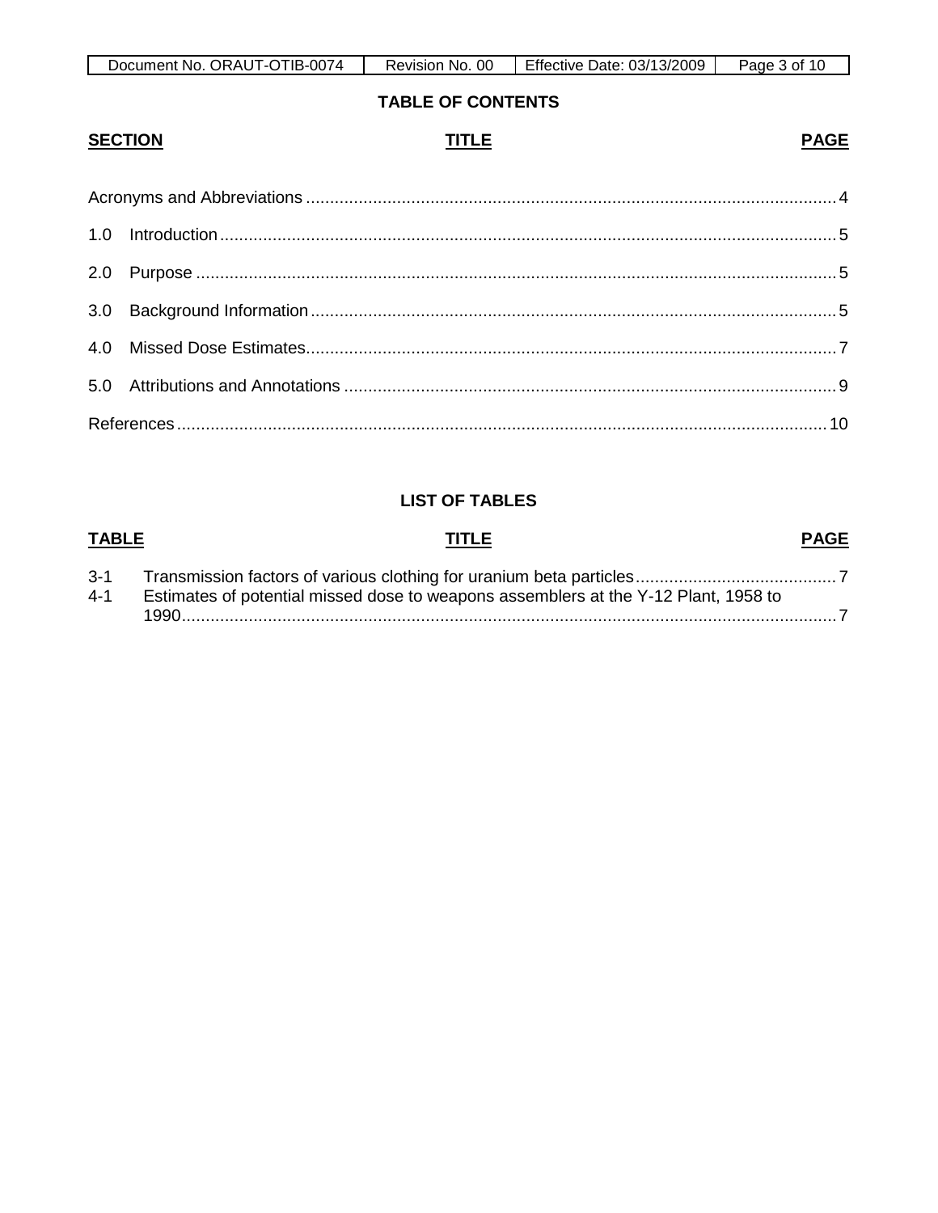# TABLE OF CONTENTS

| SECTION | TITLE | PAGE |
|---|---|---|
| | Acronyms and Abbreviations | 4 |
| 1.0 | Introduction | 5 |
| 2.0 | Purpose | 5 |
| 3.0 | Background Information | 5 |
| 4.0 | Missed Dose Estimates | 7 |
| 5.0 | Attributions and Annotations | 9 |
| | References | 10 |

# LIST OF TABLES

| TABLE | TITLE | PAGE |
|---|---|---|
| 3-1 | Transmission factors of various clothing for uranium beta particles | 7 |
| 4-1 | Estimates of potential missed dose to weapons assemblers at the Y-12 Plant, 1958 to 1990 | 7 |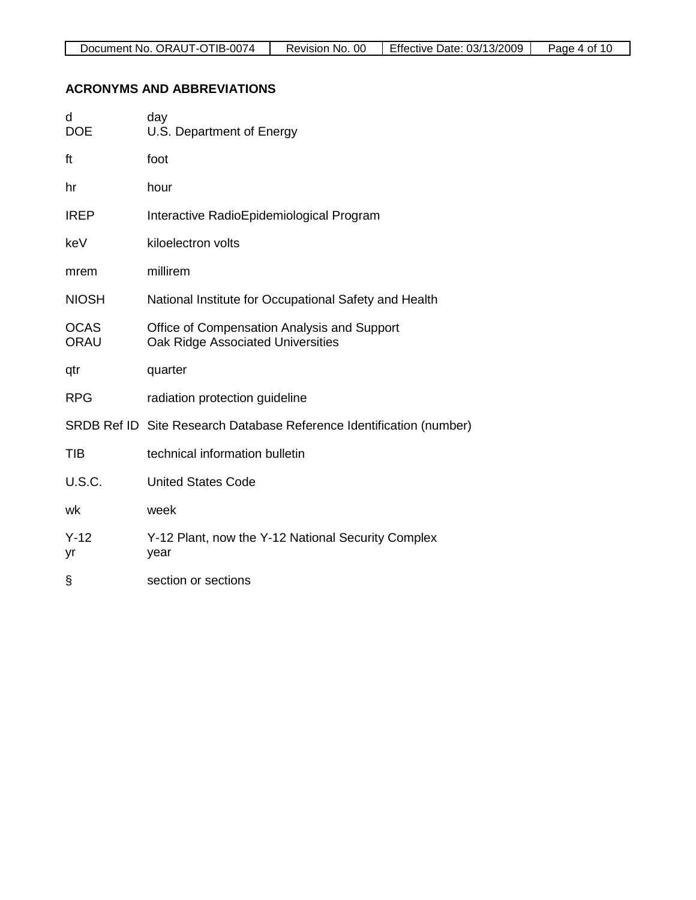## ACRONYMS AND ABBREVIATIONS

d day
DOE U.S. Department of Energy

ft foot

hr hour

IREP Interactive RadioEpidemiological Program

keV kiloelectron volts

mrem millirem

NIOSH National Institute for Occupational Safety and Health

OCAS Office of Compensation Analysis and Support
ORAU Oak Ridge Associated Universities

qtr quarter

RPG radiation protection guideline

SRDB Ref ID Site Research Database Reference Identification (number)

TIB technical information bulletin

U.S.C. United States Code

wk week

Y-12 Y-12 Plant, now the Y-12 National Security Complex
yr year

§ section or sections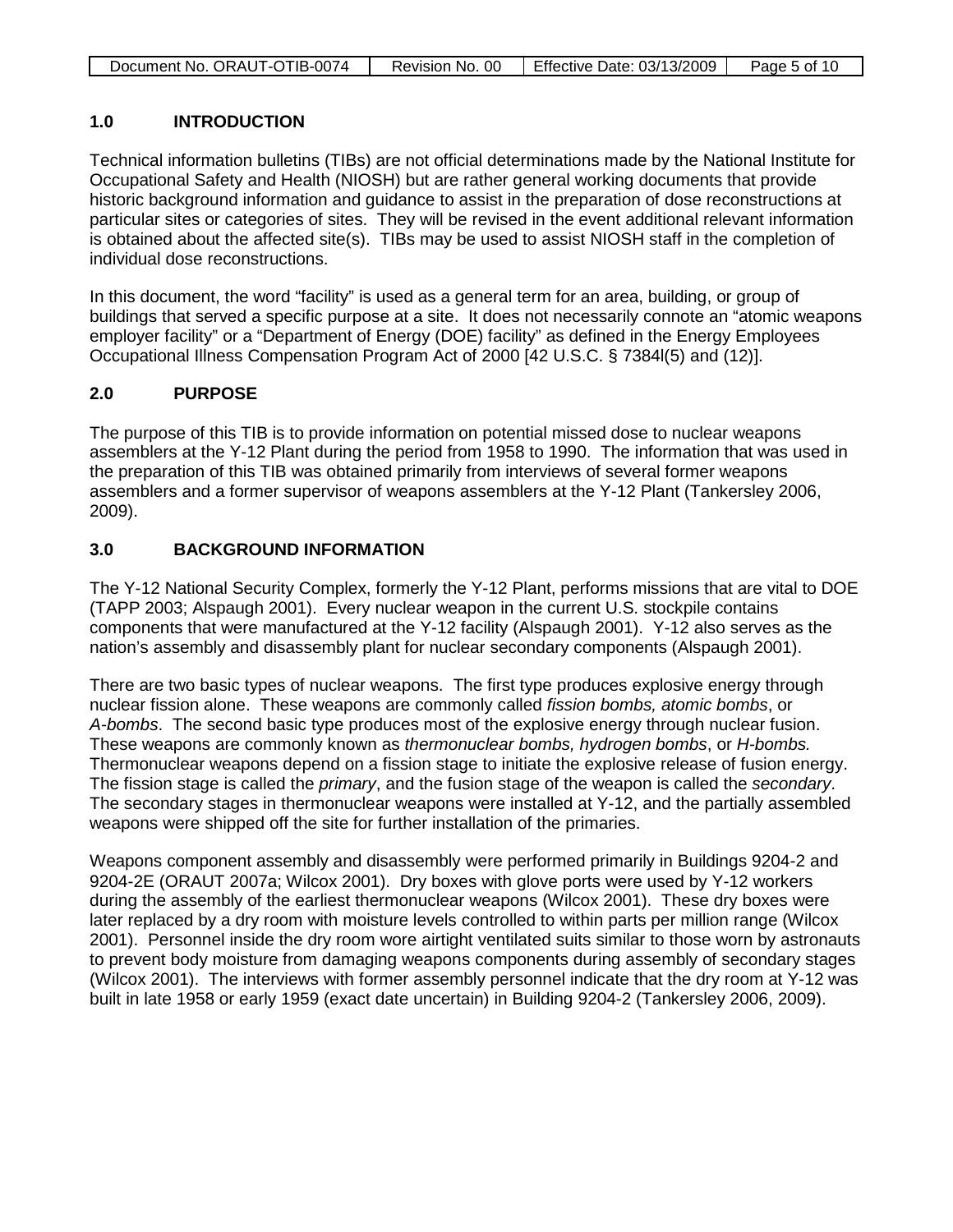## 1.0 INTRODUCTION

Technical information bulletins (TIBs) are not official determinations made by the National Institute for Occupational Safety and Health (NIOSH) but are rather general working documents that provide historic background information and guidance to assist in the preparation of dose reconstructions at particular sites or categories of sites. They will be revised in the event additional relevant information is obtained about the affected site(s). TIBs may be used to assist NIOSH staff in the completion of individual dose reconstructions.

In this document, the word "facility" is used as a general term for an area, building, or group of buildings that served a specific purpose at a site. It does not necessarily connote an "atomic weapons employer facility" or a "Department of Energy (DOE) facility" as defined in the Energy Employees Occupational Illness Compensation Program Act of 2000 [42 U.S.C. § 7384l(5) and (12)].

## 2.0 PURPOSE

The purpose of this TIB is to provide information on potential missed dose to nuclear weapons assemblers at the Y-12 Plant during the period from 1958 to 1990. The information that was used in the preparation of this TIB was obtained primarily from interviews of several former weapons assemblers and a former supervisor of weapons assemblers at the Y-12 Plant (Tankersley 2006, 2009).

## 3.0 BACKGROUND INFORMATION

The Y-12 National Security Complex, formerly the Y-12 Plant, performs missions that are vital to DOE (TAPP 2003; Alspaugh 2001). Every nuclear weapon in the current U.S. stockpile contains components that were manufactured at the Y-12 facility (Alspaugh 2001). Y-12 also serves as the nation's assembly and disassembly plant for nuclear secondary components (Alspaugh 2001).

There are two basic types of nuclear weapons. The first type produces explosive energy through nuclear fission alone. These weapons are commonly called *fission bombs, atomic bombs*, or *A-bombs*. The second basic type produces most of the explosive energy through nuclear fusion. These weapons are commonly known as *thermonuclear bombs, hydrogen bombs*, or *H-bombs.* Thermonuclear weapons depend on a fission stage to initiate the explosive release of fusion energy. The fission stage is called the *primary*, and the fusion stage of the weapon is called the *secondary*. The secondary stages in thermonuclear weapons were installed at Y-12, and the partially assembled weapons were shipped off the site for further installation of the primaries.

Weapons component assembly and disassembly were performed primarily in Buildings 9204-2 and 9204-2E (ORAUT 2007a; Wilcox 2001). Dry boxes with glove ports were used by Y-12 workers during the assembly of the earliest thermonuclear weapons (Wilcox 2001). These dry boxes were later replaced by a dry room with moisture levels controlled to within parts per million range (Wilcox 2001). Personnel inside the dry room wore airtight ventilated suits similar to those worn by astronauts to prevent body moisture from damaging weapons components during assembly of secondary stages (Wilcox 2001). The interviews with former assembly personnel indicate that the dry room at Y-12 was built in late 1958 or early 1959 (exact date uncertain) in Building 9204-2 (Tankersley 2006, 2009).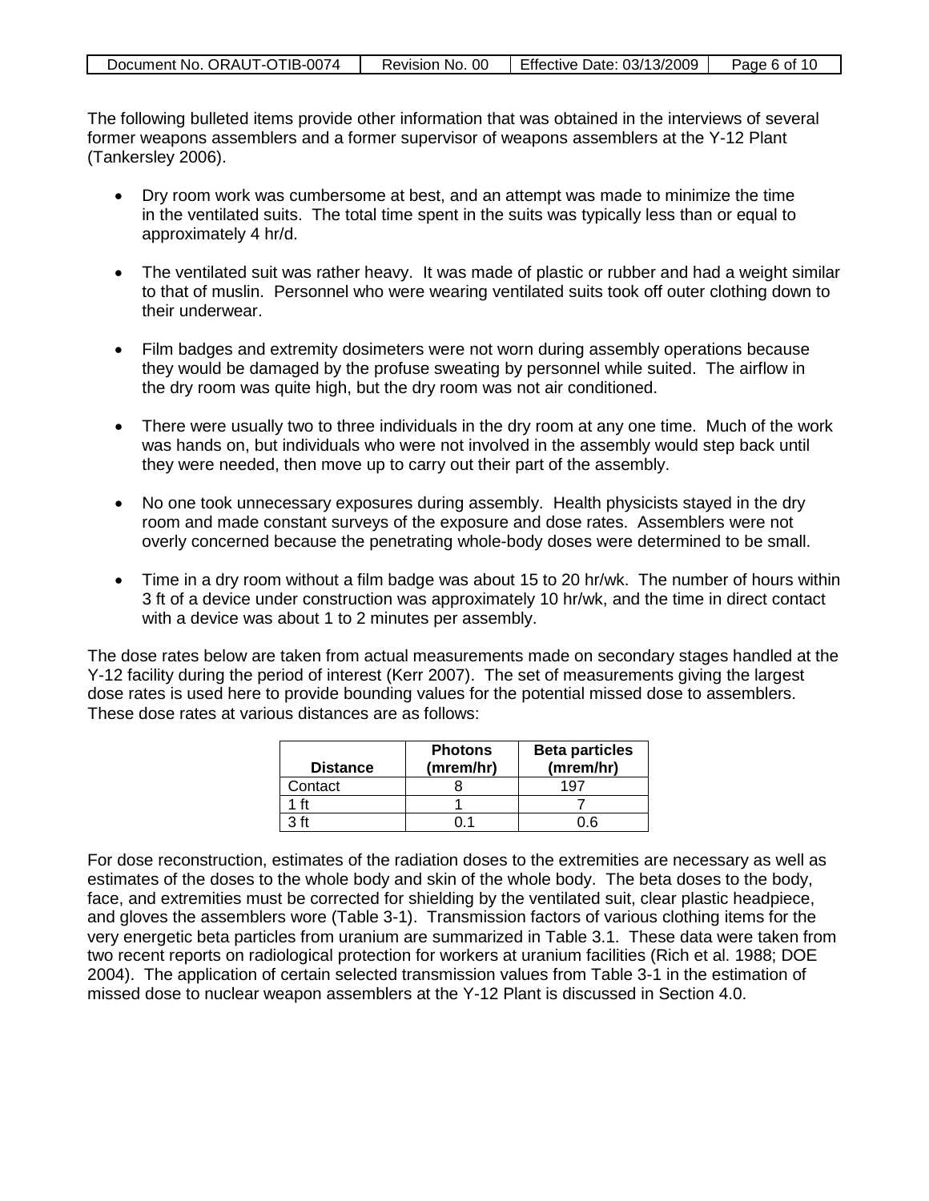The following bulleted items provide other information that was obtained in the interviews of several former weapons assemblers and a former supervisor of weapons assemblers at the Y-12 Plant (Tankersley 2006).

- Dry room work was cumbersome at best, and an attempt was made to minimize the time in the ventilated suits. The total time spent in the suits was typically less than or equal to approximately 4 hr/d.
- The ventilated suit was rather heavy. It was made of plastic or rubber and had a weight similar to that of muslin. Personnel who were wearing ventilated suits took off outer clothing down to their underwear.
- Film badges and extremity dosimeters were not worn during assembly operations because they would be damaged by the profuse sweating by personnel while suited. The airflow in the dry room was quite high, but the dry room was not air conditioned.
- There were usually two to three individuals in the dry room at any one time. Much of the work was hands on, but individuals who were not involved in the assembly would step back until they were needed, then move up to carry out their part of the assembly.
- No one took unnecessary exposures during assembly. Health physicists stayed in the dry room and made constant surveys of the exposure and dose rates. Assemblers were not overly concerned because the penetrating whole-body doses were determined to be small.
- Time in a dry room without a film badge was about 15 to 20 hr/wk. The number of hours within 3 ft of a device under construction was approximately 10 hr/wk, and the time in direct contact with a device was about 1 to 2 minutes per assembly.

The dose rates below are taken from actual measurements made on secondary stages handled at the Y-12 facility during the period of interest (Kerr 2007). The set of measurements giving the largest dose rates is used here to provide bounding values for the potential missed dose to assemblers. These dose rates at various distances are as follows:

| Distance | Photons (mrem/hr) | Beta particles (mrem/hr) |
|---|---|---|
| Contact | 8 | 197 |
| 1 ft | 1 | 7 |
| 3 ft | 0.1 | 0.6 |

For dose reconstruction, estimates of the radiation doses to the extremities are necessary as well as estimates of the doses to the whole body and skin of the whole body. The beta doses to the body, face, and extremities must be corrected for shielding by the ventilated suit, clear plastic headpiece, and gloves the assemblers wore (Table 3-1). Transmission factors of various clothing items for the very energetic beta particles from uranium are summarized in Table 3.1. These data were taken from two recent reports on radiological protection for workers at uranium facilities (Rich et al. 1988; DOE 2004). The application of certain selected transmission values from Table 3-1 in the estimation of missed dose to nuclear weapon assemblers at the Y-12 Plant is discussed in Section 4.0.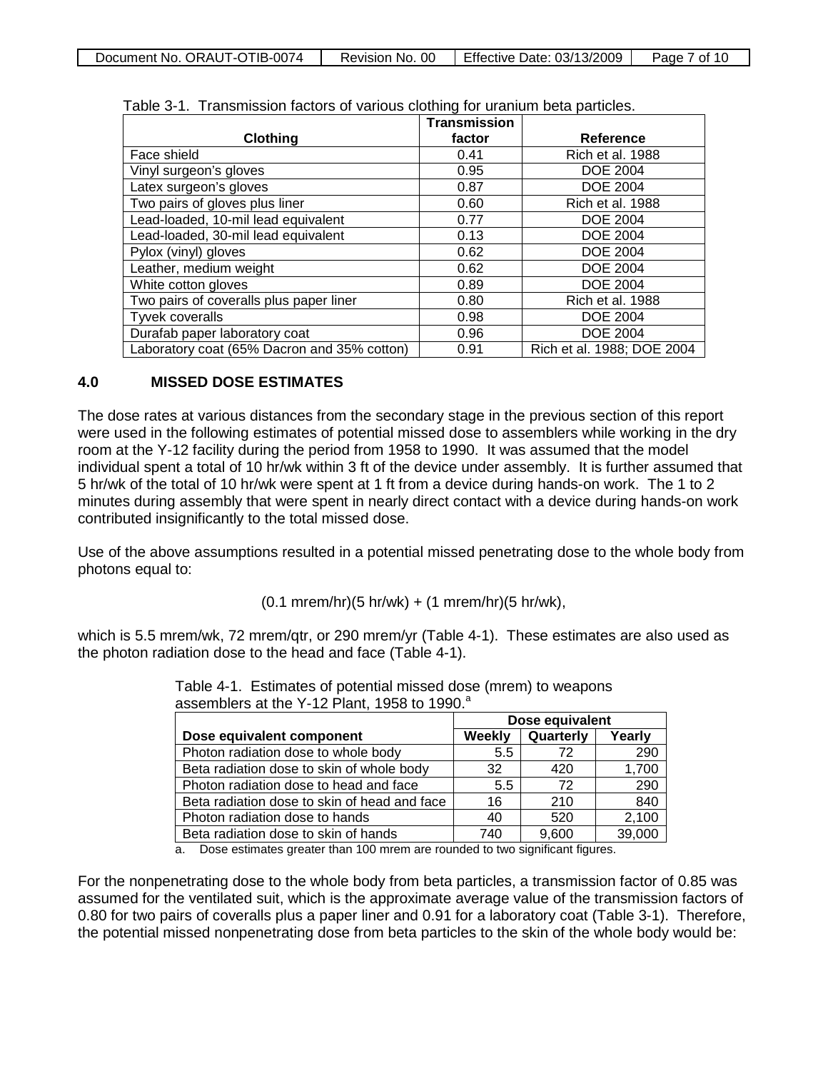Table 3-1. Transmission factors of various clothing for uranium beta particles.

| Clothing | Transmission factor | Reference |
|---|---|---|
| Face shield | 0.41 | Rich et al. 1988 |
| Vinyl surgeon's gloves | 0.95 | DOE 2004 |
| Latex surgeon's gloves | 0.87 | DOE 2004 |
| Two pairs of gloves plus liner | 0.60 | Rich et al. 1988 |
| Lead-loaded, 10-mil lead equivalent | 0.77 | DOE 2004 |
| Lead-loaded, 30-mil lead equivalent | 0.13 | DOE 2004 |
| Pylox (vinyl) gloves | 0.62 | DOE 2004 |
| Leather, medium weight | 0.62 | DOE 2004 |
| White cotton gloves | 0.89 | DOE 2004 |
| Two pairs of coveralls plus paper liner | 0.80 | Rich et al. 1988 |
| Tyvek coveralls | 0.98 | DOE 2004 |
| Durafab paper laboratory coat | 0.96 | DOE 2004 |
| Laboratory coat (65% Dacron and 35% cotton) | 0.91 | Rich et al. 1988; DOE 2004 |

## 4.0 MISSED DOSE ESTIMATES

The dose rates at various distances from the secondary stage in the previous section of this report were used in the following estimates of potential missed dose to assemblers while working in the dry room at the Y-12 facility during the period from 1958 to 1990. It was assumed that the model individual spent a total of 10 hr/wk within 3 ft of the device under assembly. It is further assumed that 5 hr/wk of the total of 10 hr/wk were spent at 1 ft from a device during hands-on work. The 1 to 2 minutes during assembly that were spent in nearly direct contact with a device during hands-on work contributed insignificantly to the total missed dose.

Use of the above assumptions resulted in a potential missed penetrating dose to the whole body from photons equal to:

$$(0.1 \text{ mrem/hr})(5 \text{ hr/wk}) + (1 \text{ mrem/hr})(5 \text{ hr/wk}),$$

which is 5.5 mrem/wk, 72 mrem/qtr, or 290 mrem/yr (Table 4-1). These estimates are also used as the photon radiation dose to the head and face (Table 4-1).

Table 4-1. Estimates of potential missed dose (mrem) to weapons assemblers at the Y-12 Plant, 1958 to 1990.[a]

| Dose equivalent component | Dose equivalent | | |
|---|---|---|---|
| | Weekly | Quarterly | Yearly |
| Photon radiation dose to whole body | 5.5 | 72 | 290 |
| Beta radiation dose to skin of whole body | 32 | 420 | 1,700 |
| Photon radiation dose to head and face | 5.5 | 72 | 290 |
| Beta radiation dose to skin of head and face | 16 | 210 | 840 |
| Photon radiation dose to hands | 40 | 520 | 2,100 |
| Beta radiation dose to skin of hands | 740 | 9,600 | 39,000 |

a. Dose estimates greater than 100 mrem are rounded to two significant figures.

For the nonpenetrating dose to the whole body from beta particles, a transmission factor of 0.85 was assumed for the ventilated suit, which is the approximate average value of the transmission factors of 0.80 for two pairs of coveralls plus a paper liner and 0.91 for a laboratory coat (Table 3-1). Therefore, the potential missed nonpenetrating dose from beta particles to the skin of the whole body would be: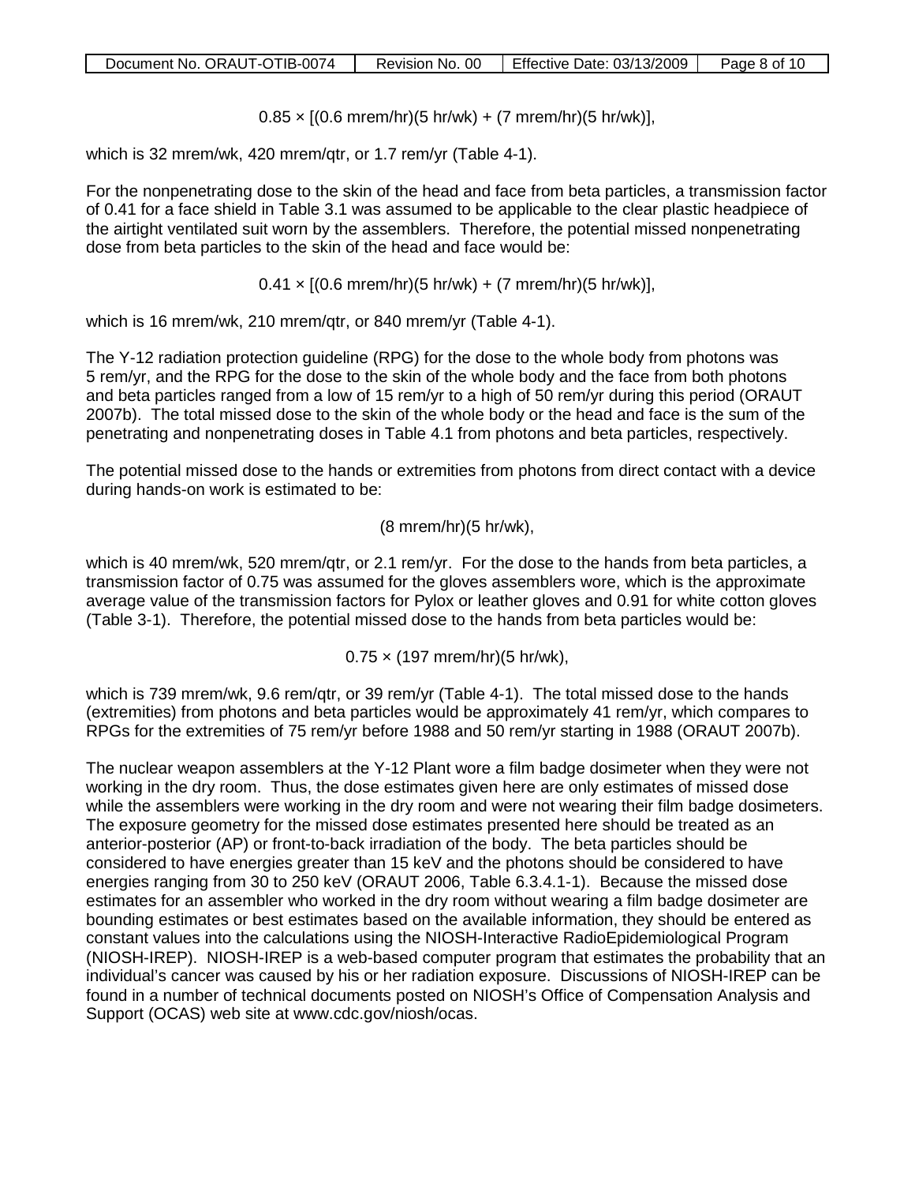$$0.85 \times [(0.6 \text{ mrem/hr})(5 \text{ hr/wk}) + (7 \text{ mrem/hr})(5 \text{ hr/wk})],$$

which is 32 mrem/wk, 420 mrem/qtr, or 1.7 rem/yr (Table 4-1).

For the nonpenetrating dose to the skin of the head and face from beta particles, a transmission factor of 0.41 for a face shield in Table 3.1 was assumed to be applicable to the clear plastic headpiece of the airtight ventilated suit worn by the assemblers. Therefore, the potential missed nonpenetrating dose from beta particles to the skin of the head and face would be:

$$0.41 \times [(0.6 \text{ mrem/hr})(5 \text{ hr/wk}) + (7 \text{ mrem/hr})(5 \text{ hr/wk})],$$

which is 16 mrem/wk, 210 mrem/qtr, or 840 mrem/yr (Table 4-1).

The Y-12 radiation protection guideline (RPG) for the dose to the whole body from photons was 5 rem/yr, and the RPG for the dose to the skin of the whole body and the face from both photons and beta particles ranged from a low of 15 rem/yr to a high of 50 rem/yr during this period (ORAUT 2007b). The total missed dose to the skin of the whole body or the head and face is the sum of the penetrating and nonpenetrating doses in Table 4.1 from photons and beta particles, respectively.

The potential missed dose to the hands or extremities from photons from direct contact with a device during hands-on work is estimated to be:

$$(8 \text{ mrem/hr})(5 \text{ hr/wk}),$$

which is 40 mrem/wk, 520 mrem/qtr, or 2.1 rem/yr. For the dose to the hands from beta particles, a transmission factor of 0.75 was assumed for the gloves assemblers wore, which is the approximate average value of the transmission factors for Pylox or leather gloves and 0.91 for white cotton gloves (Table 3-1). Therefore, the potential missed dose to the hands from beta particles would be:

$$0.75 \times (197 \text{ mrem/hr})(5 \text{ hr/wk}),$$

which is 739 mrem/wk, 9.6 rem/qtr, or 39 rem/yr (Table 4-1). The total missed dose to the hands (extremities) from photons and beta particles would be approximately 41 rem/yr, which compares to RPGs for the extremities of 75 rem/yr before 1988 and 50 rem/yr starting in 1988 (ORAUT 2007b).

The nuclear weapon assemblers at the Y-12 Plant wore a film badge dosimeter when they were not working in the dry room. Thus, the dose estimates given here are only estimates of missed dose while the assemblers were working in the dry room and were not wearing their film badge dosimeters. The exposure geometry for the missed dose estimates presented here should be treated as an anterior-posterior (AP) or front-to-back irradiation of the body. The beta particles should be considered to have energies greater than 15 keV and the photons should be considered to have energies ranging from 30 to 250 keV (ORAUT 2006, Table 6.3.4.1-1). Because the missed dose estimates for an assembler who worked in the dry room without wearing a film badge dosimeter are bounding estimates or best estimates based on the available information, they should be entered as constant values into the calculations using the NIOSH-Interactive RadioEpidemiological Program (NIOSH-IREP). NIOSH-IREP is a web-based computer program that estimates the probability that an individual's cancer was caused by his or her radiation exposure. Discussions of NIOSH-IREP can be found in a number of technical documents posted on NIOSH's Office of Compensation Analysis and Support (OCAS) web site at www.cdc.gov/niosh/ocas.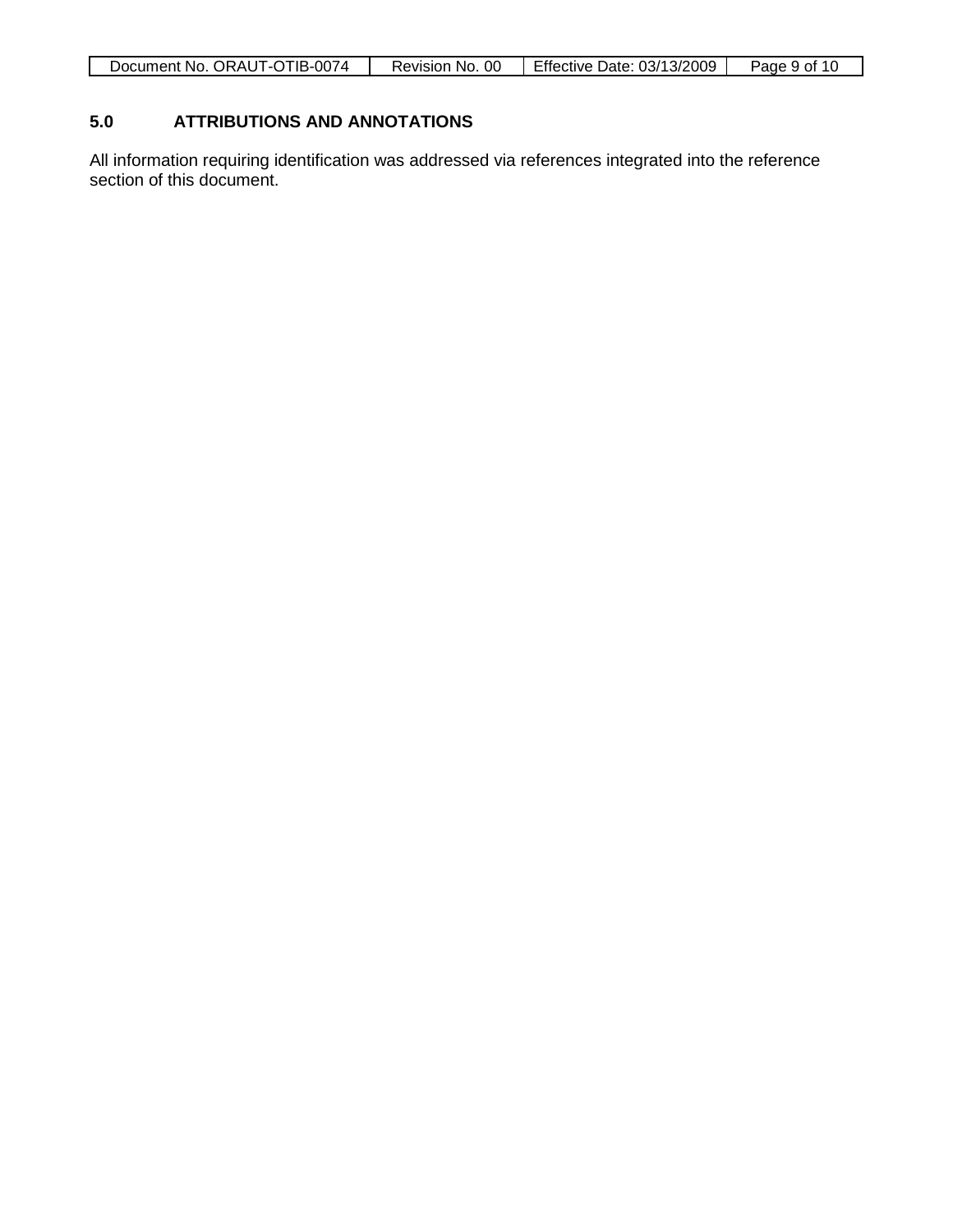## 5.0 ATTRIBUTIONS AND ANNOTATIONS

All information requiring identification was addressed via references integrated into the reference section of this document.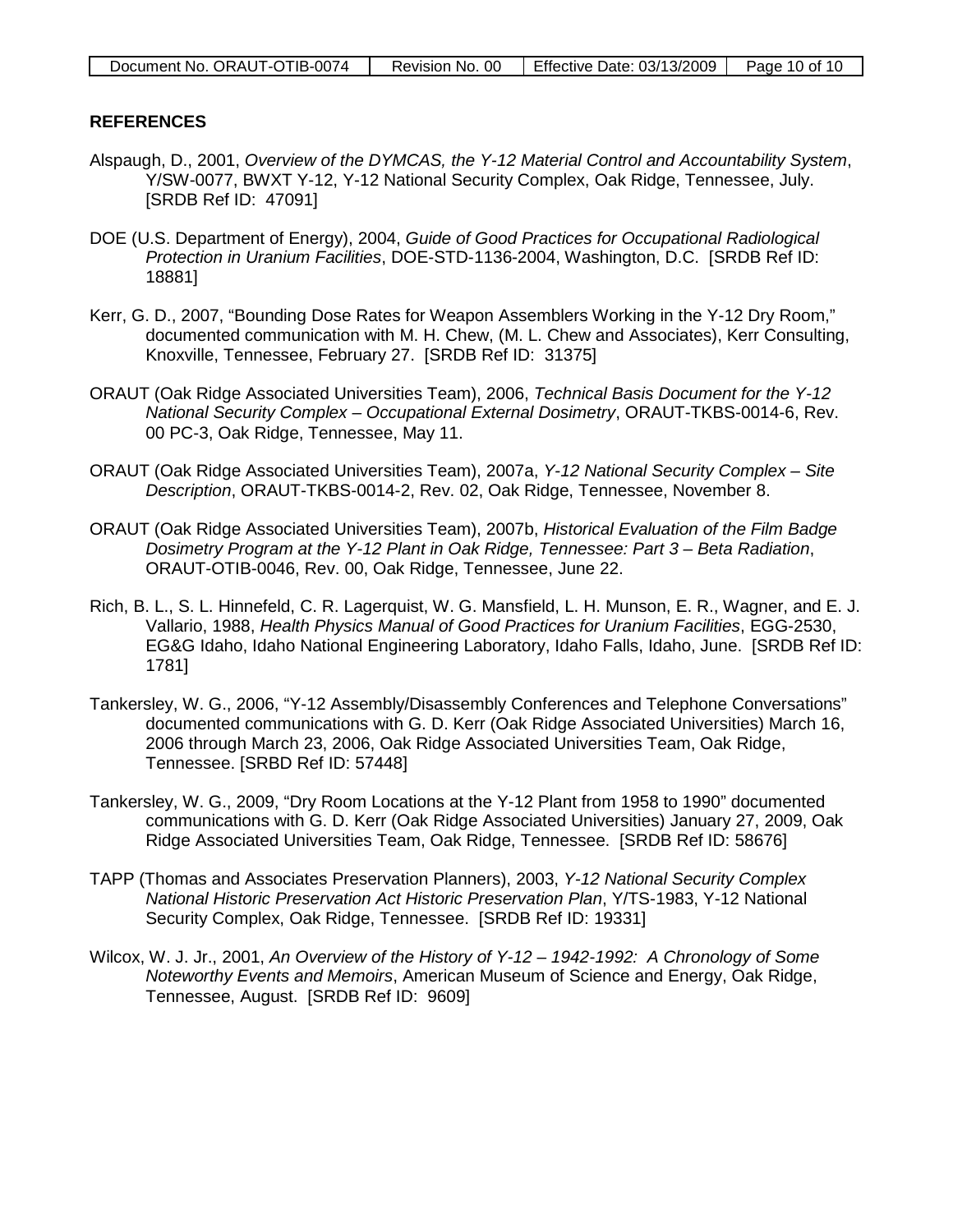## REFERENCES

Alspaugh, D., 2001, *Overview of the DYMCAS, the Y-12 Material Control and Accountability System*, Y/SW-0077, BWXT Y-12, Y-12 National Security Complex, Oak Ridge, Tennessee, July. [SRDB Ref ID: 47091]

DOE (U.S. Department of Energy), 2004, *Guide of Good Practices for Occupational Radiological Protection in Uranium Facilities*, DOE-STD-1136-2004, Washington, D.C. [SRDB Ref ID: 18881]

Kerr, G. D., 2007, "Bounding Dose Rates for Weapon Assemblers Working in the Y-12 Dry Room," documented communication with M. H. Chew, (M. L. Chew and Associates), Kerr Consulting, Knoxville, Tennessee, February 27. [SRDB Ref ID: 31375]

ORAUT (Oak Ridge Associated Universities Team), 2006, *Technical Basis Document for the Y-12 National Security Complex – Occupational External Dosimetry*, ORAUT-TKBS-0014-6, Rev. 00 PC-3, Oak Ridge, Tennessee, May 11.

ORAUT (Oak Ridge Associated Universities Team), 2007a, *Y-12 National Security Complex – Site Description*, ORAUT-TKBS-0014-2, Rev. 02, Oak Ridge, Tennessee, November 8.

ORAUT (Oak Ridge Associated Universities Team), 2007b, *Historical Evaluation of the Film Badge Dosimetry Program at the Y-12 Plant in Oak Ridge, Tennessee: Part 3 – Beta Radiation*, ORAUT-OTIB-0046, Rev. 00, Oak Ridge, Tennessee, June 22.

Rich, B. L., S. L. Hinnefeld, C. R. Lagerquist, W. G. Mansfield, L. H. Munson, E. R., Wagner, and E. J. Vallario, 1988, *Health Physics Manual of Good Practices for Uranium Facilities*, EGG-2530, EG&G Idaho, Idaho National Engineering Laboratory, Idaho Falls, Idaho, June. [SRDB Ref ID: 1781]

Tankersley, W. G., 2006, "Y-12 Assembly/Disassembly Conferences and Telephone Conversations" documented communications with G. D. Kerr (Oak Ridge Associated Universities) March 16, 2006 through March 23, 2006, Oak Ridge Associated Universities Team, Oak Ridge, Tennessee. [SRBD Ref ID: 57448]

Tankersley, W. G., 2009, "Dry Room Locations at the Y-12 Plant from 1958 to 1990" documented communications with G. D. Kerr (Oak Ridge Associated Universities) January 27, 2009, Oak Ridge Associated Universities Team, Oak Ridge, Tennessee. [SRDB Ref ID: 58676]

TAPP (Thomas and Associates Preservation Planners), 2003, *Y-12 National Security Complex National Historic Preservation Act Historic Preservation Plan*, Y/TS-1983, Y-12 National Security Complex, Oak Ridge, Tennessee. [SRDB Ref ID: 19331]

Wilcox, W. J. Jr., 2001, *An Overview of the History of Y-12 – 1942-1992: A Chronology of Some Noteworthy Events and Memoirs*, American Museum of Science and Energy, Oak Ridge, Tennessee, August. [SRDB Ref ID: 9609]